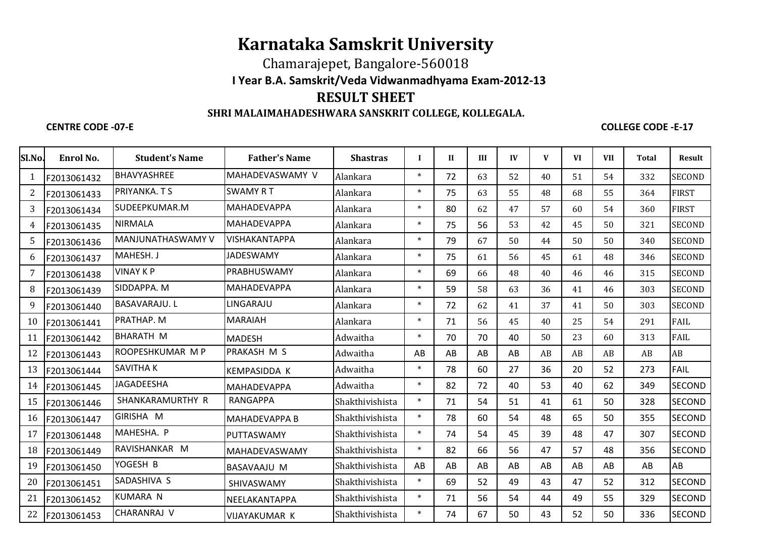# Karnataka Samskrit University

Chamarajepet, Bangalore-560018

**I Year B.A. Samskrit/Veda Vidwanmadhyama Exam-2012-13**

## RESULT SHEET

**SHRI MALAIMAHADESHWARA SANSKRIT COLLEGE, KOLLEGALA.**

**CENTRE CODE -07-E** | **COLLEGE CODE -E-17**

| Sl.No. | Enrol No. | Student's Name | Father's Name | Shastras | I | II | III | IV | V | VI | VII | Total | Result |
|---|---|---|---|---|---|---|---|---|---|---|---|---|---|
| 1 | F2013061432 | BHAVYASHREE | MAHADEVASWAMY V | Alankara | * | 72 | 63 | 52 | 40 | 51 | 54 | 332 | SECOND |
| 2 | F2013061433 | PRIYANKA. T S | SWAMY R T | Alankara | * | 75 | 63 | 55 | 48 | 68 | 55 | 364 | FIRST |
| 3 | F2013061434 | SUDEEPKUMAR.M | MAHADEVAPPA | Alankara | * | 80 | 62 | 47 | 57 | 60 | 54 | 360 | FIRST |
| 4 | F2013061435 | NIRMALA | MAHADEVAPPA | Alankara | * | 75 | 56 | 53 | 42 | 45 | 50 | 321 | SECOND |
| 5 | F2013061436 | MANJUNATHASWAMY V | VISHAKANTAPPA | Alankara | * | 79 | 67 | 50 | 44 | 50 | 50 | 340 | SECOND |
| 6 | F2013061437 | MAHESH. J | JADESWAMY | Alankara | * | 75 | 61 | 56 | 45 | 61 | 48 | 346 | SECOND |
| 7 | F2013061438 | VINAY K P | PRABHUSWAMY | Alankara | * | 69 | 66 | 48 | 40 | 46 | 46 | 315 | SECOND |
| 8 | F2013061439 | SIDDAPPA. M | MAHADEVAPPA | Alankara | * | 59 | 58 | 63 | 36 | 41 | 46 | 303 | SECOND |
| 9 | F2013061440 | BASAVARAJU. L | LINGARAJU | Alankara | * | 72 | 62 | 41 | 37 | 41 | 50 | 303 | SECOND |
| 10 | F2013061441 | PRATHAP. M | MARAIAH | Alankara | * | 71 | 56 | 45 | 40 | 25 | 54 | 291 | FAIL |
| 11 | F2013061442 | BHARATH M | MADESH | Adwaitha | * | 70 | 70 | 40 | 50 | 23 | 60 | 313 | FAIL |
| 12 | F2013061443 | ROOPESHKUMAR M P | PRAKASH M S | Adwaitha | AB | AB | AB | AB | AB | AB | AB | AB | AB |
| 13 | F2013061444 | SAVITHA K | KEMPASIDDA K | Adwaitha | * | 78 | 60 | 27 | 36 | 20 | 52 | 273 | FAIL |
| 14 | F2013061445 | JAGADEESHA | MAHADEVAPPA | Adwaitha | * | 82 | 72 | 40 | 53 | 40 | 62 | 349 | SECOND |
| 15 | F2013061446 | SHANKARAMURTHY R | RANGAPPA | Shakthivishista | * | 71 | 54 | 51 | 41 | 61 | 50 | 328 | SECOND |
| 16 | F2013061447 | GIRISHA M | MAHADEVAPPA B | Shakthivishista | * | 78 | 60 | 54 | 48 | 65 | 50 | 355 | SECOND |
| 17 | F2013061448 | MAHESHA. P | PUTTASWAMY | Shakthivishista | * | 74 | 54 | 45 | 39 | 48 | 47 | 307 | SECOND |
| 18 | F2013061449 | RAVISHANKAR M | MAHADEVASWAMY | Shakthivishista | * | 82 | 66 | 56 | 47 | 57 | 48 | 356 | SECOND |
| 19 | F2013061450 | YOGESH B | BASAVAAJU M | Shakthivishista | AB | AB | AB | AB | AB | AB | AB | AB | AB |
| 20 | F2013061451 | SADASHIVA S | SHIVASWAMY | Shakthivishista | * | 69 | 52 | 49 | 43 | 47 | 52 | 312 | SECOND |
| 21 | F2013061452 | KUMARA N | NEELAKANTAPPA | Shakthivishista | * | 71 | 56 | 54 | 44 | 49 | 55 | 329 | SECOND |
| 22 | F2013061453 | CHARANRAJ V | VIJAYAKUMAR K | Shakthivishista | * | 74 | 67 | 50 | 43 | 52 | 50 | 336 | SECOND |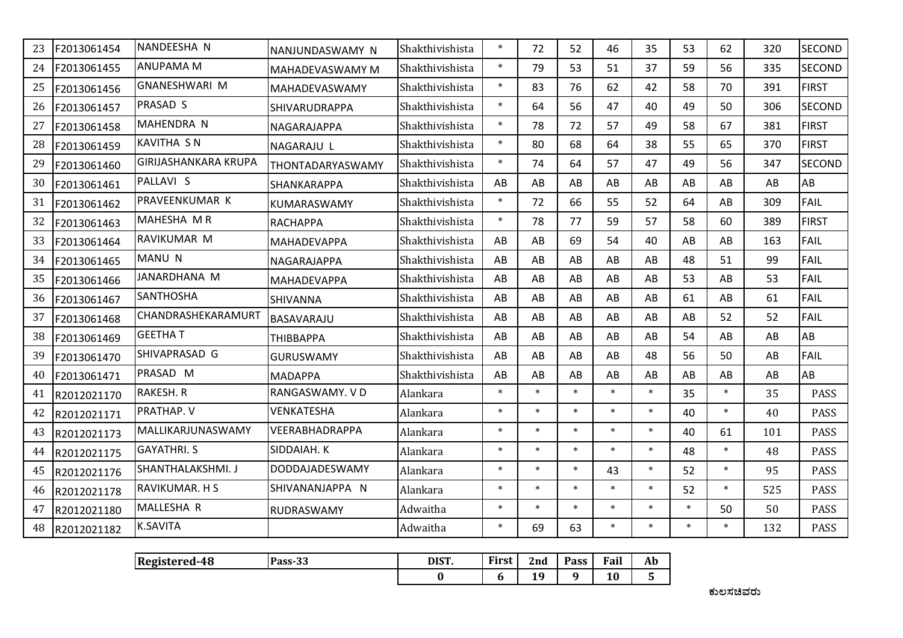| | | | | | | | | | | | | | |
|---|---|---|---|---|---|---|---|---|---|---|---|---|---|
| 23 | F2013061454 | NANDEESHA N | NANJUNDASWAMY N | Shakthivishista | * | 72 | 52 | 46 | 35 | 53 | 62 | 320 | SECOND |
| 24 | F2013061455 | ANUPAMA M | MAHADEVASWAMY M | Shakthivishista | * | 79 | 53 | 51 | 37 | 59 | 56 | 335 | SECOND |
| 25 | F2013061456 | GNANESHWARI M | MAHADEVASWAMY | Shakthivishista | * | 83 | 76 | 62 | 42 | 58 | 70 | 391 | FIRST |
| 26 | F2013061457 | PRASAD S | SHIVARUDRAPPA | Shakthivishista | * | 64 | 56 | 47 | 40 | 49 | 50 | 306 | SECOND |
| 27 | F2013061458 | MAHENDRA N | NAGARAJAPPA | Shakthivishista | * | 78 | 72 | 57 | 49 | 58 | 67 | 381 | FIRST |
| 28 | F2013061459 | KAVITHA S N | NAGARAJU L | Shakthivishista | * | 80 | 68 | 64 | 38 | 55 | 65 | 370 | FIRST |
| 29 | F2013061460 | GIRIJASHANKARA KRUPA | THONTADARYASWAMY | Shakthivishista | * | 74 | 64 | 57 | 47 | 49 | 56 | 347 | SECOND |
| 30 | F2013061461 | PALLAVI S | SHANKARAPPA | Shakthivishista | AB | AB | AB | AB | AB | AB | AB | AB | AB |
| 31 | F2013061462 | PRAVEENKUMAR K | KUMARASWAMY | Shakthivishista | * | 72 | 66 | 55 | 52 | 64 | AB | 309 | FAIL |
| 32 | F2013061463 | MAHESHA M R | RACHAPPA | Shakthivishista | * | 78 | 77 | 59 | 57 | 58 | 60 | 389 | FIRST |
| 33 | F2013061464 | RAVIKUMAR M | MAHADEVAPPA | Shakthivishista | AB | AB | 69 | 54 | 40 | AB | AB | 163 | FAIL |
| 34 | F2013061465 | MANU N | NAGARAJAPPA | Shakthivishista | AB | AB | AB | AB | AB | 48 | 51 | 99 | FAIL |
| 35 | F2013061466 | JANARDHANA M | MAHADEVAPPA | Shakthivishista | AB | AB | AB | AB | AB | 53 | AB | 53 | FAIL |
| 36 | F2013061467 | SANTHOSHA | SHIVANNA | Shakthivishista | AB | AB | AB | AB | AB | 61 | AB | 61 | FAIL |
| 37 | F2013061468 | CHANDRASHEKARAMURT | BASAVARAJU | Shakthivishista | AB | AB | AB | AB | AB | AB | 52 | 52 | FAIL |
| 38 | F2013061469 | GEETHA T | THIBBAPPA | Shakthivishista | AB | AB | AB | AB | AB | 54 | AB | AB | AB |
| 39 | F2013061470 | SHIVAPRASAD G | GURUSWAMY | Shakthivishista | AB | AB | AB | AB | 48 | 56 | 50 | AB | FAIL |
| 40 | F2013061471 | PRASAD M | MADAPPA | Shakthivishista | AB | AB | AB | AB | AB | AB | AB | AB | AB |
| 41 | R2012021170 | RAKESH. R | RANGASWAMY. V D | Alankara | * | * | * | * | * | 35 | * | 35 | PASS |
| 42 | R2012021171 | PRATHAP. V | VENKATESHA | Alankara | * | * | * | * | * | 40 | * | 40 | PASS |
| 43 | R2012021173 | MALLIKARJUNASWAMY | VEERABHADRAPPA | Alankara | * | * | * | * | * | 40 | 61 | 101 | PASS |
| 44 | R2012021175 | GAYATHRI. S | SIDDAIAH. K | Alankara | * | * | * | * | * | 48 | * | 48 | PASS |
| 45 | R2012021176 | SHANTHALAKSHMI. J | DODDAJADESWAMY | Alankara | * | * | * | 43 | * | 52 | * | 95 | PASS |
| 46 | R2012021178 | RAVIKUMAR. H S | SHIVANANJAPPA N | Alankara | * | * | * | * | * | 52 | * | 525 | PASS |
| 47 | R2012021180 | MALLESHA R | RUDRASWAMY | Adwaitha | * | * | * | * | * | * | 50 | 50 | PASS |
| 48 | R2012021182 | K.SAVITA | | Adwaitha | * | 69 | 63 | * | * | * | * | 132 | PASS |

| Registered-48 | Pass-33 | DIST. | First | 2nd | Pass | Fail | Ab |
|---|---|---|---|---|---|---|---|
| | | 0 | 6 | 19 | 9 | 10 | 5 |

ಕುಲಸಚಿವರು